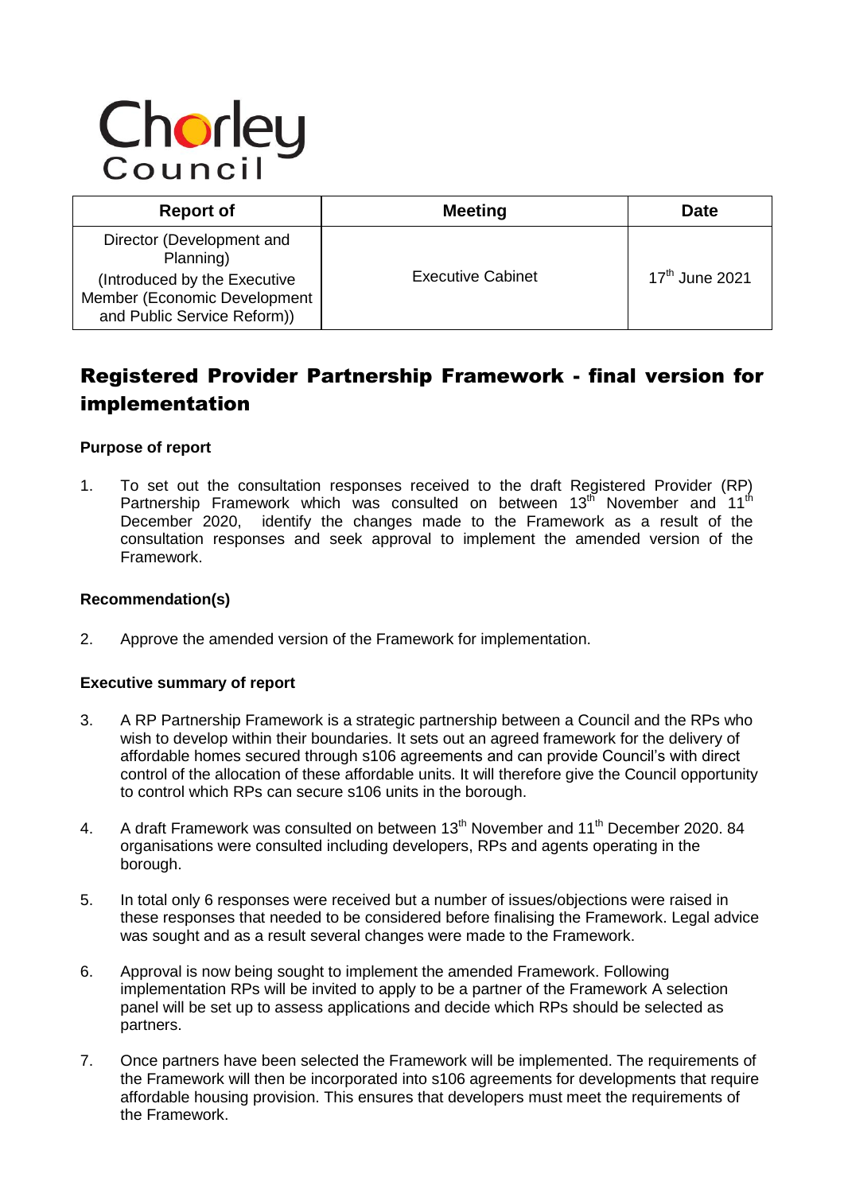Chorley Council

| Report of | Meeting | Date |
| --- | --- | --- |
| Director (Development and Planning) (Introduced by the Executive Member (Economic Development and Public Service Reform)) | Executive Cabinet | 17th June 2021 |

# Registered Provider Partnership Framework - final version for implementation

**Purpose of report**

1. To set out the consultation responses received to the draft Registered Provider (RP) Partnership Framework which was consulted on between 13th November and 11th December 2020, identify the changes made to the Framework as a result of the consultation responses and seek approval to implement the amended version of the Framework.

**Recommendation(s)**

2. Approve the amended version of the Framework for implementation.

**Executive summary of report**

3. A RP Partnership Framework is a strategic partnership between a Council and the RPs who wish to develop within their boundaries. It sets out an agreed framework for the delivery of affordable homes secured through s106 agreements and can provide Council's with direct control of the allocation of these affordable units. It will therefore give the Council opportunity to control which RPs can secure s106 units in the borough.

4. A draft Framework was consulted on between 13th November and 11th December 2020. 84 organisations were consulted including developers, RPs and agents operating in the borough.

5. In total only 6 responses were received but a number of issues/objections were raised in these responses that needed to be considered before finalising the Framework. Legal advice was sought and as a result several changes were made to the Framework.

6. Approval is now being sought to implement the amended Framework. Following implementation RPs will be invited to apply to be a partner of the Framework A selection panel will be set up to assess applications and decide which RPs should be selected as partners.

7. Once partners have been selected the Framework will be implemented. The requirements of the Framework will then be incorporated into s106 agreements for developments that require affordable housing provision. This ensures that developers must meet the requirements of the Framework.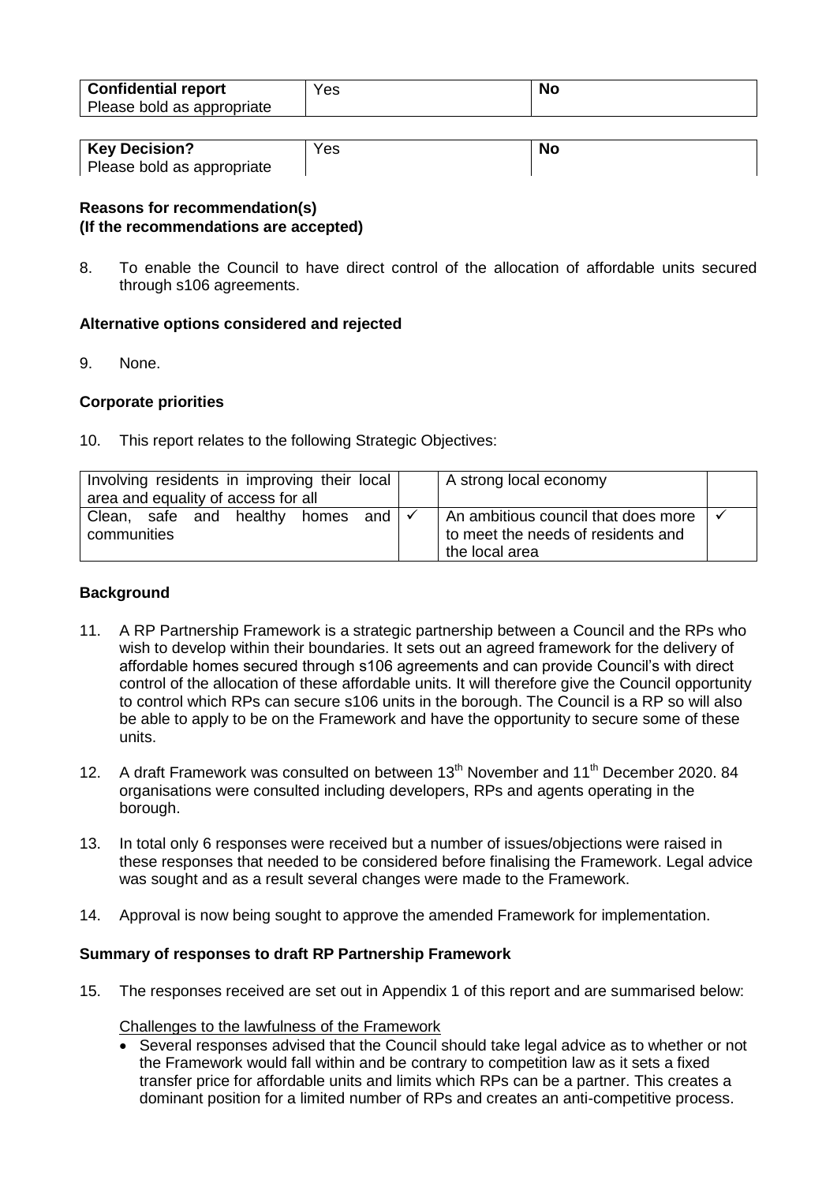| **Confidential report**<br>Please bold as appropriate | Yes | **No** |
|---|---|---|

| **Key Decision?**<br>Please bold as appropriate | Yes | **No** |
|---|---|---|

**Reasons for recommendation(s)**
**(If the recommendations are accepted)**

8. To enable the Council to have direct control of the allocation of affordable units secured through s106 agreements.

**Alternative options considered and rejected**

9. None.

**Corporate priorities**

10. This report relates to the following Strategic Objectives:

| Involving residents in improving their local area and equality of access for all | | A strong local economy | |
|---|---|---|---|
| Clean, safe and healthy homes and communities | ✓ | An ambitious council that does more to meet the needs of residents and the local area | ✓ |

**Background**

11. A RP Partnership Framework is a strategic partnership between a Council and the RPs who wish to develop within their boundaries. It sets out an agreed framework for the delivery of affordable homes secured through s106 agreements and can provide Council's with direct control of the allocation of these affordable units. It will therefore give the Council opportunity to control which RPs can secure s106 units in the borough. The Council is a RP so will also be able to apply to be on the Framework and have the opportunity to secure some of these units.

12. A draft Framework was consulted on between 13th November and 11th December 2020. 84 organisations were consulted including developers, RPs and agents operating in the borough.

13. In total only 6 responses were received but a number of issues/objections were raised in these responses that needed to be considered before finalising the Framework. Legal advice was sought and as a result several changes were made to the Framework.

14. Approval is now being sought to approve the amended Framework for implementation.

**Summary of responses to draft RP Partnership Framework**

15. The responses received are set out in Appendix 1 of this report and are summarised below:

Challenges to the lawfulness of the Framework

- Several responses advised that the Council should take legal advice as to whether or not the Framework would fall within and be contrary to competition law as it sets a fixed transfer price for affordable units and limits which RPs can be a partner. This creates a dominant position for a limited number of RPs and creates an anti-competitive process.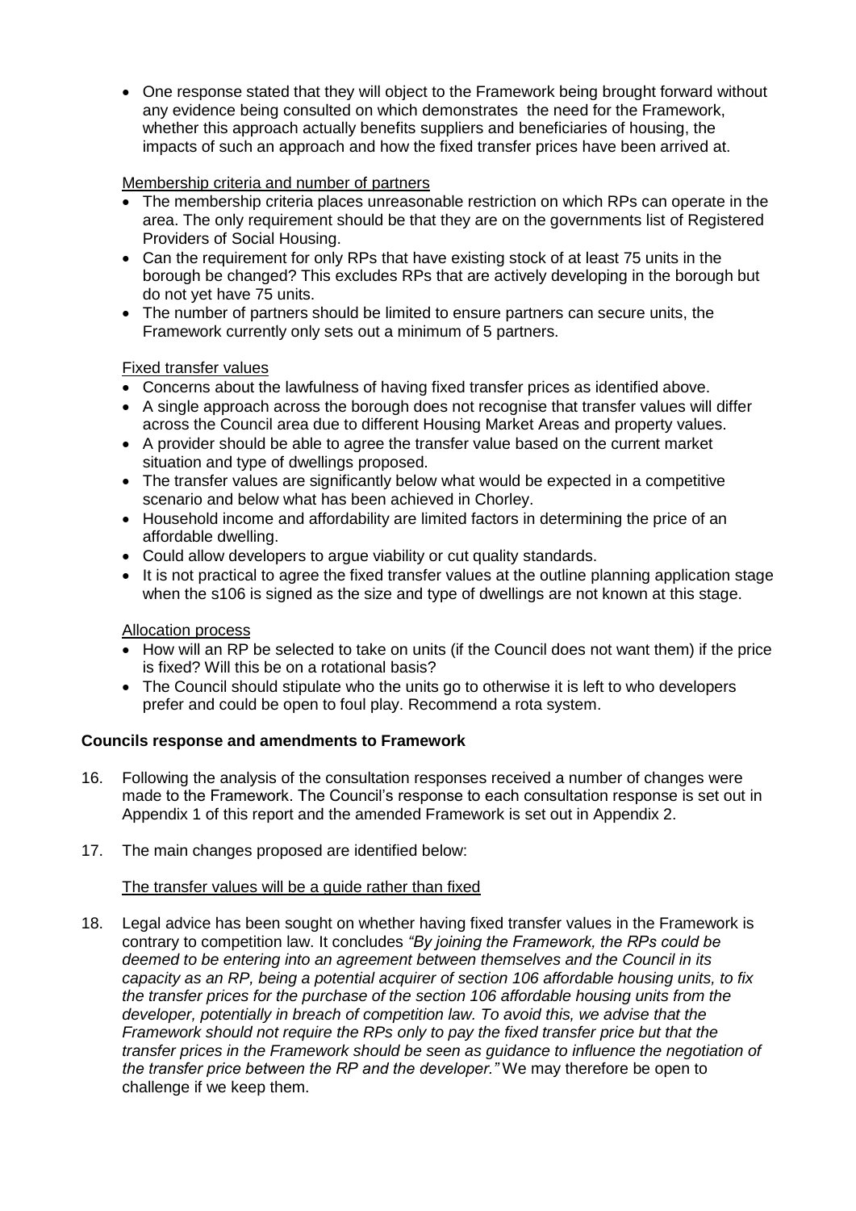- One response stated that they will object to the Framework being brought forward without any evidence being consulted on which demonstrates the need for the Framework, whether this approach actually benefits suppliers and beneficiaries of housing, the impacts of such an approach and how the fixed transfer prices have been arrived at.

Membership criteria and number of partners

- The membership criteria places unreasonable restriction on which RPs can operate in the area. The only requirement should be that they are on the governments list of Registered Providers of Social Housing.
- Can the requirement for only RPs that have existing stock of at least 75 units in the borough be changed? This excludes RPs that are actively developing in the borough but do not yet have 75 units.
- The number of partners should be limited to ensure partners can secure units, the Framework currently only sets out a minimum of 5 partners.

Fixed transfer values

- Concerns about the lawfulness of having fixed transfer prices as identified above.
- A single approach across the borough does not recognise that transfer values will differ across the Council area due to different Housing Market Areas and property values.
- A provider should be able to agree the transfer value based on the current market situation and type of dwellings proposed.
- The transfer values are significantly below what would be expected in a competitive scenario and below what has been achieved in Chorley.
- Household income and affordability are limited factors in determining the price of an affordable dwelling.
- Could allow developers to argue viability or cut quality standards.
- It is not practical to agree the fixed transfer values at the outline planning application stage when the s106 is signed as the size and type of dwellings are not known at this stage.

Allocation process

- How will an RP be selected to take on units (if the Council does not want them) if the price is fixed? Will this be on a rotational basis?
- The Council should stipulate who the units go to otherwise it is left to who developers prefer and could be open to foul play. Recommend a rota system.

**Councils response and amendments to Framework**

16. Following the analysis of the consultation responses received a number of changes were made to the Framework. The Council's response to each consultation response is set out in Appendix 1 of this report and the amended Framework is set out in Appendix 2.

17. The main changes proposed are identified below:

The transfer values will be a guide rather than fixed

18. Legal advice has been sought on whether having fixed transfer values in the Framework is contrary to competition law. It concludes *"By joining the Framework, the RPs could be deemed to be entering into an agreement between themselves and the Council in its capacity as an RP, being a potential acquirer of section 106 affordable housing units, to fix the transfer prices for the purchase of the section 106 affordable housing units from the developer, potentially in breach of competition law. To avoid this, we advise that the Framework should not require the RPs only to pay the fixed transfer price but that the transfer prices in the Framework should be seen as guidance to influence the negotiation of the transfer price between the RP and the developer."* We may therefore be open to challenge if we keep them.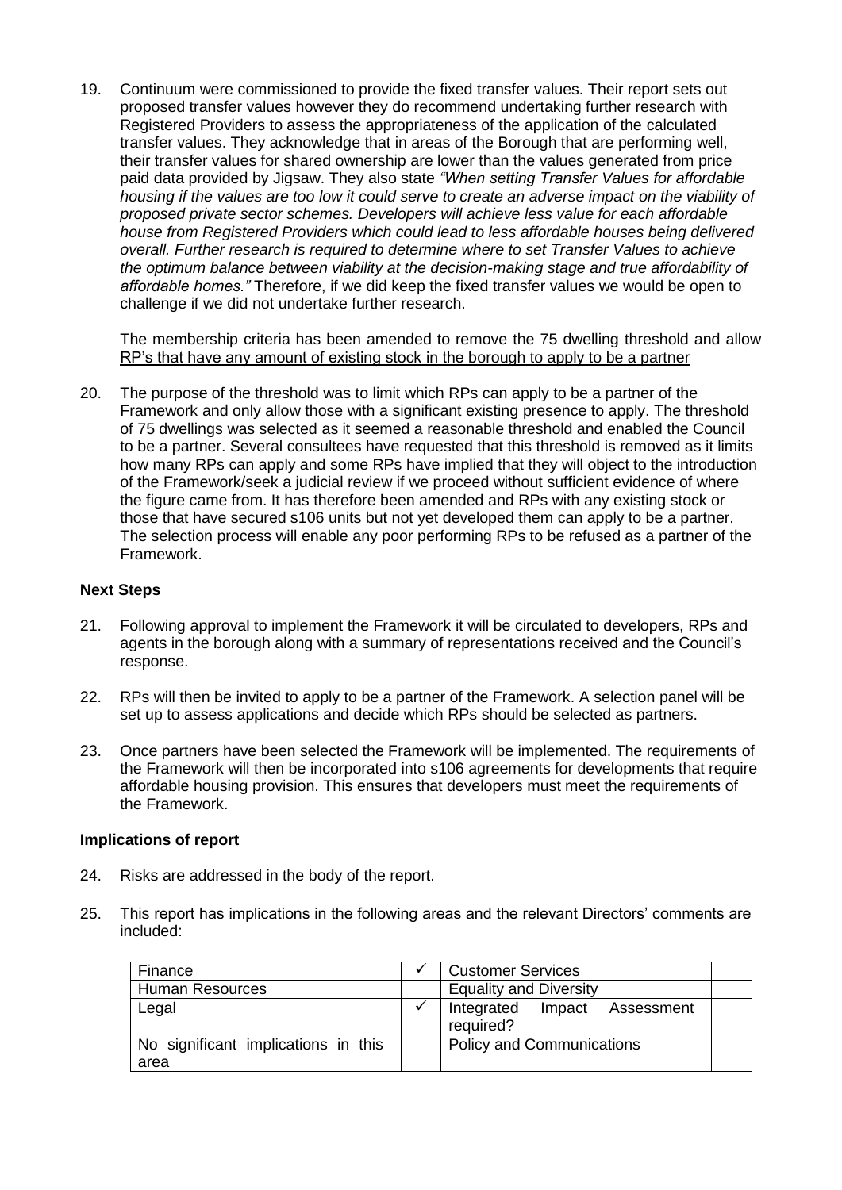19. Continuum were commissioned to provide the fixed transfer values. Their report sets out proposed transfer values however they do recommend undertaking further research with Registered Providers to assess the appropriateness of the application of the calculated transfer values. They acknowledge that in areas of the Borough that are performing well, their transfer values for shared ownership are lower than the values generated from price paid data provided by Jigsaw. They also state *"When setting Transfer Values for affordable housing if the values are too low it could serve to create an adverse impact on the viability of proposed private sector schemes. Developers will achieve less value for each affordable house from Registered Providers which could lead to less affordable houses being delivered overall. Further research is required to determine where to set Transfer Values to achieve the optimum balance between viability at the decision-making stage and true affordability of affordable homes."* Therefore, if we did keep the fixed transfer values we would be open to challenge if we did not undertake further research.

<u>The membership criteria has been amended to remove the 75 dwelling threshold and allow RP's that have any amount of existing stock in the borough to apply to be a partner</u>

20. The purpose of the threshold was to limit which RPs can apply to be a partner of the Framework and only allow those with a significant existing presence to apply. The threshold of 75 dwellings was selected as it seemed a reasonable threshold and enabled the Council to be a partner. Several consultees have requested that this threshold is removed as it limits how many RPs can apply and some RPs have implied that they will object to the introduction of the Framework/seek a judicial review if we proceed without sufficient evidence of where the figure came from. It has therefore been amended and RPs with any existing stock or those that have secured s106 units but not yet developed them can apply to be a partner. The selection process will enable any poor performing RPs to be refused as a partner of the Framework.

**Next Steps**

21. Following approval to implement the Framework it will be circulated to developers, RPs and agents in the borough along with a summary of representations received and the Council's response.

22. RPs will then be invited to apply to be a partner of the Framework. A selection panel will be set up to assess applications and decide which RPs should be selected as partners.

23. Once partners have been selected the Framework will be implemented. The requirements of the Framework will then be incorporated into s106 agreements for developments that require affordable housing provision. This ensures that developers must meet the requirements of the Framework.

**Implications of report**

24. Risks are addressed in the body of the report.

25. This report has implications in the following areas and the relevant Directors' comments are included:

| Finance | ✓ | Customer Services | |
|---|---|---|---|
| Human Resources | | Equality and Diversity | |
| Legal | ✓ | Integrated Impact Assessment required? | |
| No significant implications in this area | | Policy and Communications | |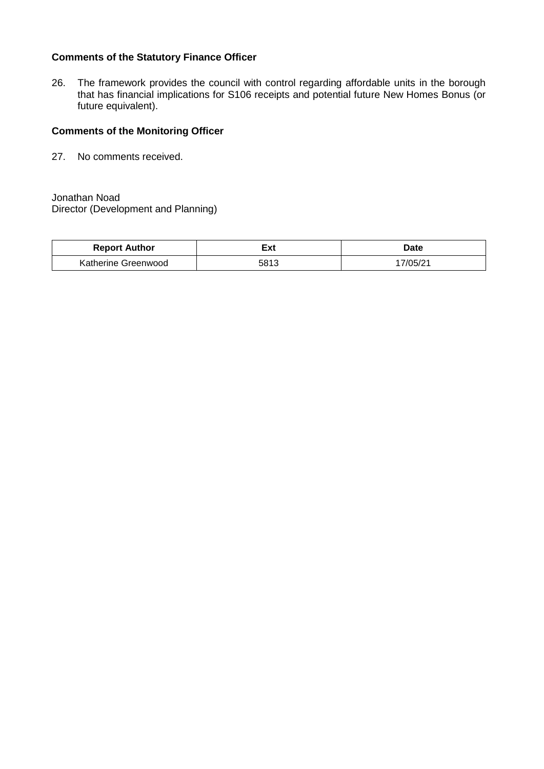**Comments of the Statutory Finance Officer**

26. The framework provides the council with control regarding affordable units in the borough that has financial implications for S106 receipts and potential future New Homes Bonus (or future equivalent).

**Comments of the Monitoring Officer**

27. No comments received.

Jonathan Noad
Director (Development and Planning)

| Report Author | Ext | Date |
|---|---|---|
| Katherine Greenwood | 5813 | 17/05/21 |